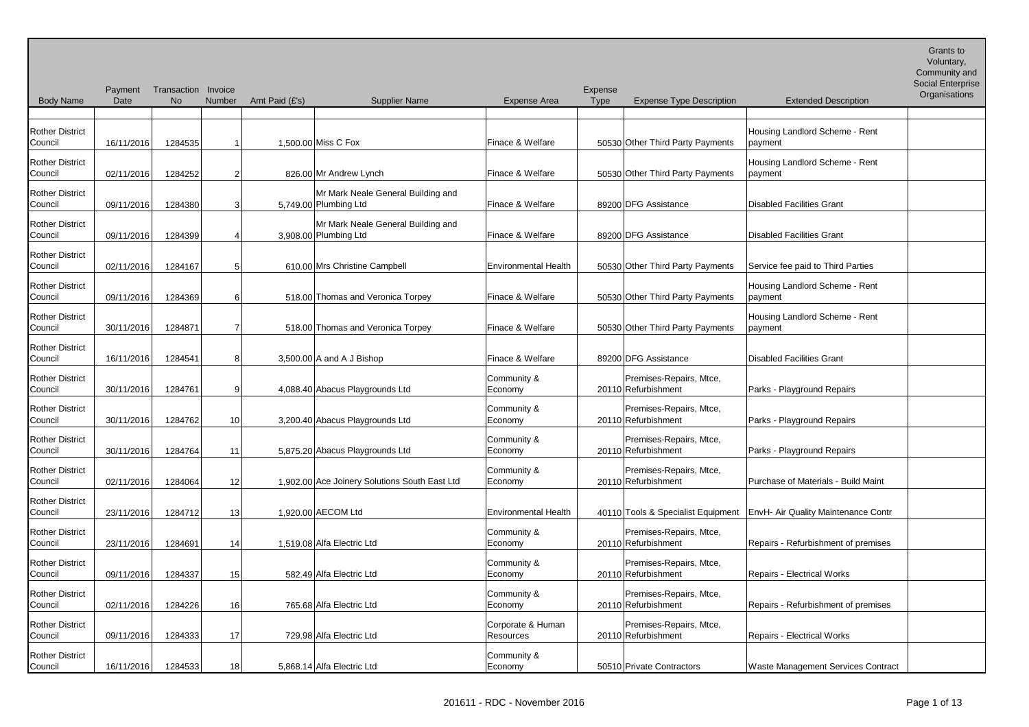| Body Name | Payment Date | Transaction No | Invoice Number | Amt Paid (£'s) | Supplier Name | Expense Area | Expense Type | Expense Type Description | Extended Description | Grants to Voluntary, Community and Social Enterprise Organisations |
|---|---|---|---|---|---|---|---|---|---|---|
| Rother District Council | 16/11/2016 | 1284535 | 1 | 1,500.00 | Miss C Fox | Finace & Welfare | 50530 | Other Third Party Payments | Housing Landlord Scheme - Rent payment | |
| Rother District Council | 02/11/2016 | 1284252 | 2 | 826.00 | Mr Andrew Lynch | Finace & Welfare | 50530 | Other Third Party Payments | Housing Landlord Scheme - Rent payment | |
| Rother District Council | 09/11/2016 | 1284380 | 3 | 5,749.00 | Mr Mark Neale General Building and Plumbing Ltd | Finace & Welfare | 89200 | DFG Assistance | Disabled Facilities Grant | |
| Rother District Council | 09/11/2016 | 1284399 | 4 | 3,908.00 | Mr Mark Neale General Building and Plumbing Ltd | Finace & Welfare | 89200 | DFG Assistance | Disabled Facilities Grant | |
| Rother District Council | 02/11/2016 | 1284167 | 5 | 610.00 | Mrs Christine Campbell | Environmental Health | 50530 | Other Third Party Payments | Service fee paid to Third Parties | |
| Rother District Council | 09/11/2016 | 1284369 | 6 | 518.00 | Thomas and Veronica Torpey | Finace & Welfare | 50530 | Other Third Party Payments | Housing Landlord Scheme - Rent payment | |
| Rother District Council | 30/11/2016 | 1284871 | 7 | 518.00 | Thomas and Veronica Torpey | Finace & Welfare | 50530 | Other Third Party Payments | Housing Landlord Scheme - Rent payment | |
| Rother District Council | 16/11/2016 | 1284541 | 8 | 3,500.00 | A and A J Bishop | Finace & Welfare | 89200 | DFG Assistance | Disabled Facilities Grant | |
| Rother District Council | 30/11/2016 | 1284761 | 9 | 4,088.40 | Abacus Playgrounds Ltd | Community & Economy | 20110 | Premises-Repairs, Mtce, Refurbishment | Parks - Playground Repairs | |
| Rother District Council | 30/11/2016 | 1284762 | 10 | 3,200.40 | Abacus Playgrounds Ltd | Community & Economy | 20110 | Premises-Repairs, Mtce, Refurbishment | Parks - Playground Repairs | |
| Rother District Council | 30/11/2016 | 1284764 | 11 | 5,875.20 | Abacus Playgrounds Ltd | Community & Economy | 20110 | Premises-Repairs, Mtce, Refurbishment | Parks - Playground Repairs | |
| Rother District Council | 02/11/2016 | 1284064 | 12 | 1,902.00 | Ace Joinery Solutions South East Ltd | Community & Economy | 20110 | Premises-Repairs, Mtce, Refurbishment | Purchase of Materials - Build Maint | |
| Rother District Council | 23/11/2016 | 1284712 | 13 | 1,920.00 | AECOM Ltd | Environmental Health | 40110 | Tools & Specialist Equipment | EnvH- Air Quality Maintenance Contr | |
| Rother District Council | 23/11/2016 | 1284691 | 14 | 1,519.08 | Alfa Electric Ltd | Community & Economy | 20110 | Premises-Repairs, Mtce, Refurbishment | Repairs - Refurbishment of premises | |
| Rother District Council | 09/11/2016 | 1284337 | 15 | 582.49 | Alfa Electric Ltd | Community & Economy | 20110 | Premises-Repairs, Mtce, Refurbishment | Repairs - Electrical Works | |
| Rother District Council | 02/11/2016 | 1284226 | 16 | 765.68 | Alfa Electric Ltd | Community & Economy | 20110 | Premises-Repairs, Mtce, Refurbishment | Repairs - Refurbishment of premises | |
| Rother District Council | 09/11/2016 | 1284333 | 17 | 729.98 | Alfa Electric Ltd | Corporate & Human Resources | 20110 | Premises-Repairs, Mtce, Refurbishment | Repairs - Electrical Works | |
| Rother District Council | 16/11/2016 | 1284533 | 18 | 5,868.14 | Alfa Electric Ltd | Community & Economy | 50510 | Private Contractors | Waste Management Services Contract | |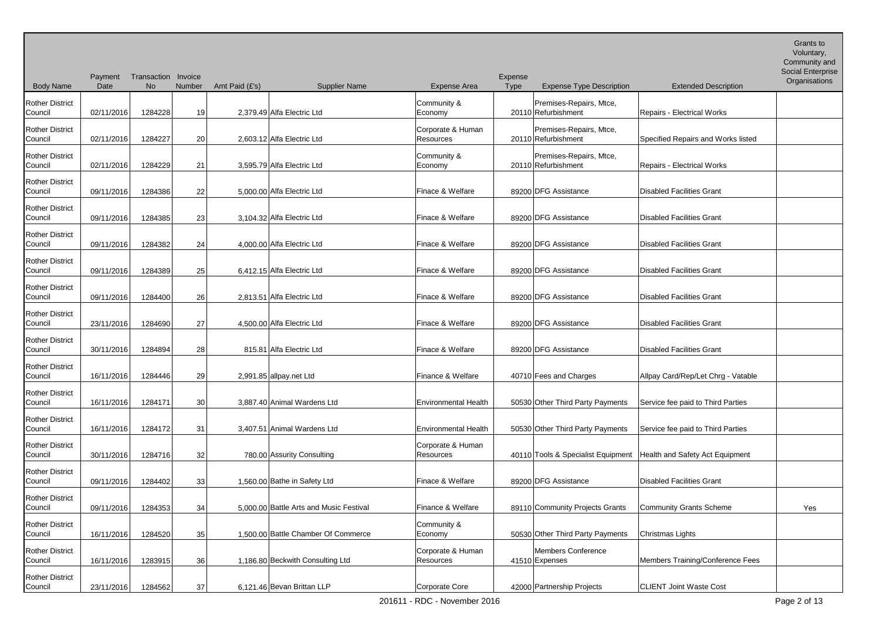| Body Name | Payment Date | Transaction No | Invoice Number | Amt Paid (£'s) | Supplier Name | Expense Area | Expense Type | Expense Type Description | Extended Description | Grants to Voluntary, Community and Social Enterprise Organisations |
|---|---|---|---|---|---|---|---|---|---|---|
| Rother District Council | 02/11/2016 | 1284228 | 19 | 2,379.49 | Alfa Electric Ltd | Community & Economy | 20110 | Premises-Repairs, Mtce, Refurbishment | Repairs - Electrical Works | |
| Rother District Council | 02/11/2016 | 1284227 | 20 | 2,603.12 | Alfa Electric Ltd | Corporate & Human Resources | 20110 | Premises-Repairs, Mtce, Refurbishment | Specified Repairs and Works listed | |
| Rother District Council | 02/11/2016 | 1284229 | 21 | 3,595.79 | Alfa Electric Ltd | Community & Economy | 20110 | Premises-Repairs, Mtce, Refurbishment | Repairs - Electrical Works | |
| Rother District Council | 09/11/2016 | 1284386 | 22 | 5,000.00 | Alfa Electric Ltd | Finace & Welfare | 89200 | DFG Assistance | Disabled Facilities Grant | |
| Rother District Council | 09/11/2016 | 1284385 | 23 | 3,104.32 | Alfa Electric Ltd | Finace & Welfare | 89200 | DFG Assistance | Disabled Facilities Grant | |
| Rother District Council | 09/11/2016 | 1284382 | 24 | 4,000.00 | Alfa Electric Ltd | Finace & Welfare | 89200 | DFG Assistance | Disabled Facilities Grant | |
| Rother District Council | 09/11/2016 | 1284389 | 25 | 6,412.15 | Alfa Electric Ltd | Finace & Welfare | 89200 | DFG Assistance | Disabled Facilities Grant | |
| Rother District Council | 09/11/2016 | 1284400 | 26 | 2,813.51 | Alfa Electric Ltd | Finace & Welfare | 89200 | DFG Assistance | Disabled Facilities Grant | |
| Rother District Council | 23/11/2016 | 1284690 | 27 | 4,500.00 | Alfa Electric Ltd | Finace & Welfare | 89200 | DFG Assistance | Disabled Facilities Grant | |
| Rother District Council | 30/11/2016 | 1284894 | 28 | 815.81 | Alfa Electric Ltd | Finace & Welfare | 89200 | DFG Assistance | Disabled Facilities Grant | |
| Rother District Council | 16/11/2016 | 1284446 | 29 | 2,991.85 | allpay.net Ltd | Finance & Welfare | 40710 | Fees and Charges | Allpay Card/Rep/Let Chrg - Vatable | |
| Rother District Council | 16/11/2016 | 1284171 | 30 | 3,887.40 | Animal Wardens Ltd | Environmental Health | 50530 | Other Third Party Payments | Service fee paid to Third Parties | |
| Rother District Council | 16/11/2016 | 1284172 | 31 | 3,407.51 | Animal Wardens Ltd | Environmental Health | 50530 | Other Third Party Payments | Service fee paid to Third Parties | |
| Rother District Council | 30/11/2016 | 1284716 | 32 | 780.00 | Assurity Consulting | Corporate & Human Resources | 40110 | Tools & Specialist Equipment | Health and Safety Act Equipment | |
| Rother District Council | 09/11/2016 | 1284402 | 33 | 1,560.00 | Bathe in Safety Ltd | Finace & Welfare | 89200 | DFG Assistance | Disabled Facilities Grant | |
| Rother District Council | 09/11/2016 | 1284353 | 34 | 5,000.00 | Battle Arts and Music Festival | Finance & Welfare | 89110 | Community Projects Grants | Community Grants Scheme | Yes |
| Rother District Council | 16/11/2016 | 1284520 | 35 | 1,500.00 | Battle Chamber Of Commerce | Community & Economy | 50530 | Other Third Party Payments | Christmas Lights | |
| Rother District Council | 16/11/2016 | 1283915 | 36 | 1,186.80 | Beckwith Consulting Ltd | Corporate & Human Resources | 41510 | Members Conference Expenses | Members Training/Conference Fees | |
| Rother District Council | 23/11/2016 | 1284562 | 37 | 6,121.46 | Bevan Brittan LLP | Corporate Core | 42000 | Partnership Projects | CLIENT Joint Waste Cost | |

201611 - RDC - November 2016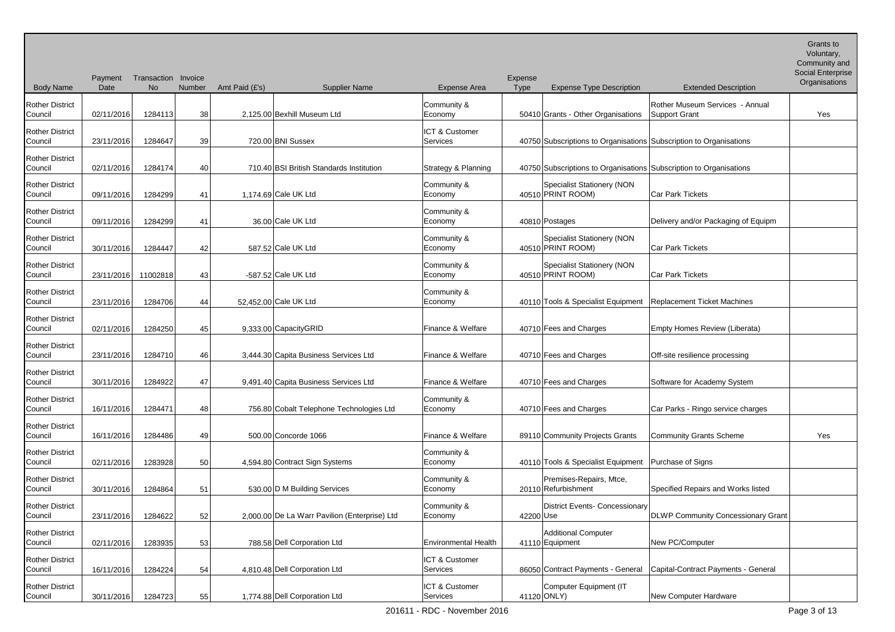| Body Name | Payment Date | Transaction No | Invoice Number | Amt Paid (£'s) | Supplier Name | Expense Area | Expense Type | Expense Type Description | Extended Description | Grants to Voluntary, Community and Social Enterprise Organisations |
|---|---|---|---|---|---|---|---|---|---|---|
| Rother District Council | 02/11/2016 | 1284113 | 38 | 2,125.00 | Bexhill Museum Ltd | Community & Economy | 50410 | Grants - Other Organisations | Rother Museum Services - Annual Support Grant | Yes |
| Rother District Council | 23/11/2016 | 1284647 | 39 | 720.00 | BNI Sussex | ICT & Customer Services | 40750 | Subscriptions to Organisations | Subscription to Organisations | |
| Rother District Council | 02/11/2016 | 1284174 | 40 | 710.40 | BSI British Standards Institution | Strategy & Planning | 40750 | Subscriptions to Organisations | Subscription to Organisations | |
| Rother District Council | 09/11/2016 | 1284299 | 41 | 1,174.69 | Cale UK Ltd | Community & Economy | 40510 | Specialist Stationery (NON PRINT ROOM) | Car Park Tickets | |
| Rother District Council | 09/11/2016 | 1284299 | 41 | 36.00 | Cale UK Ltd | Community & Economy | 40810 | Postages | Delivery and/or Packaging of Equipm | |
| Rother District Council | 30/11/2016 | 1284447 | 42 | 587.52 | Cale UK Ltd | Community & Economy | 40510 | Specialist Stationery (NON PRINT ROOM) | Car Park Tickets | |
| Rother District Council | 23/11/2016 | 11002818 | 43 | -587.52 | Cale UK Ltd | Community & Economy | 40510 | Specialist Stationery (NON PRINT ROOM) | Car Park Tickets | |
| Rother District Council | 23/11/2016 | 1284706 | 44 | 52,452.00 | Cale UK Ltd | Community & Economy | 40110 | Tools & Specialist Equipment | Replacement Ticket Machines | |
| Rother District Council | 02/11/2016 | 1284250 | 45 | 9,333.00 | CapacityGRID | Finance & Welfare | 40710 | Fees and Charges | Empty Homes Review (Liberata) | |
| Rother District Council | 23/11/2016 | 1284710 | 46 | 3,444.30 | Capita Business Services Ltd | Finance & Welfare | 40710 | Fees and Charges | Off-site resilience processing | |
| Rother District Council | 30/11/2016 | 1284922 | 47 | 9,491.40 | Capita Business Services Ltd | Finance & Welfare | 40710 | Fees and Charges | Software for Academy System | |
| Rother District Council | 16/11/2016 | 1284471 | 48 | 756.80 | Cobalt Telephone Technologies Ltd | Community & Economy | 40710 | Fees and Charges | Car Parks - Ringo service charges | |
| Rother District Council | 16/11/2016 | 1284486 | 49 | 500.00 | Concorde 1066 | Finance & Welfare | 89110 | Community Projects Grants | Community Grants Scheme | Yes |
| Rother District Council | 02/11/2016 | 1283928 | 50 | 4,594.80 | Contract Sign Systems | Community & Economy | 40110 | Tools & Specialist Equipment | Purchase of Signs | |
| Rother District Council | 30/11/2016 | 1284864 | 51 | 530.00 | D M Building Services | Community & Economy | 20110 | Premises-Repairs, Mtce, Refurbishment | Specified Repairs and Works listed | |
| Rother District Council | 23/11/2016 | 1284622 | 52 | 2,000.00 | De La Warr Pavilion (Enterprise) Ltd | Community & Economy | 42200 | District Events- Concessionary Use | DLWP Community Concessionary Grant | |
| Rother District Council | 02/11/2016 | 1283935 | 53 | 788.58 | Dell Corporation Ltd | Environmental Health | 41110 | Additional Computer Equipment | New PC/Computer | |
| Rother District Council | 16/11/2016 | 1284224 | 54 | 4,810.48 | Dell Corporation Ltd | ICT & Customer Services | 86050 | Contract Payments - General | Capital-Contract Payments - General | |
| Rother District Council | 30/11/2016 | 1284723 | 55 | 1,774.88 | Dell Corporation Ltd | ICT & Customer Services | 41120 | Computer Equipment (IT ONLY) | New Computer Hardware | |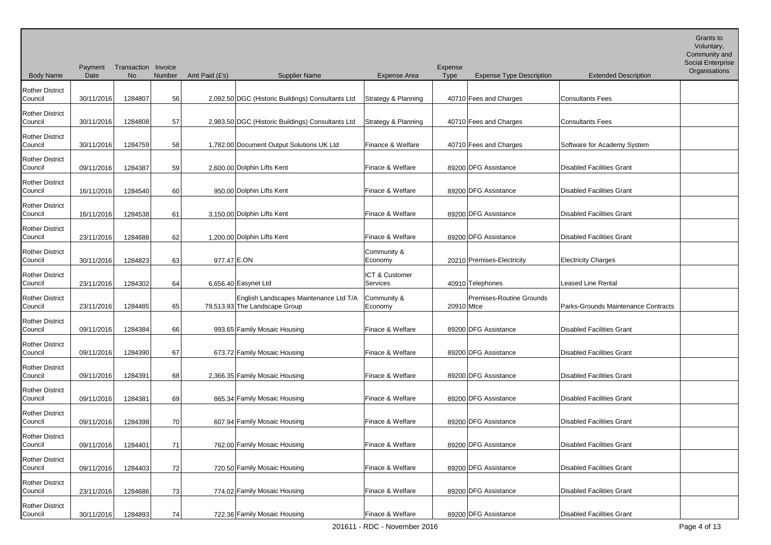| Body Name | Payment Date | Transaction No | Invoice Number | Amt Paid (£'s) | Supplier Name | Expense Area | Expense Type | Expense Type Description | Extended Description | Grants to Voluntary, Community and Social Enterprise Organisations |
|---|---|---|---|---|---|---|---|---|---|---|
| Rother District Council | 30/11/2016 | 1284807 | 56 | 2,092.50 | DGC (Historic Buildings) Consultants Ltd | Strategy & Planning | 40710 | Fees and Charges | Consultants Fees | |
| Rother District Council | 30/11/2016 | 1284808 | 57 | 2,983.50 | DGC (Historic Buildings) Consultants Ltd | Strategy & Planning | 40710 | Fees and Charges | Consultants Fees | |
| Rother District Council | 30/11/2016 | 1284759 | 58 | 1,782.00 | Document Output Solutions UK Ltd | Finance & Welfare | 40710 | Fees and Charges | Software for Academy System | |
| Rother District Council | 09/11/2016 | 1284387 | 59 | 2,600.00 | Dolphin Lifts Kent | Finace & Welfare | 89200 | DFG Assistance | Disabled Facilities Grant | |
| Rother District Council | 16/11/2016 | 1284540 | 60 | 950.00 | Dolphin Lifts Kent | Finace & Welfare | 89200 | DFG Assistance | Disabled Facilities Grant | |
| Rother District Council | 16/11/2016 | 1284538 | 61 | 3,150.00 | Dolphin Lifts Kent | Finace & Welfare | 89200 | DFG Assistance | Disabled Facilities Grant | |
| Rother District Council | 23/11/2016 | 1284688 | 62 | 1,200.00 | Dolphin Lifts Kent | Finace & Welfare | 89200 | DFG Assistance | Disabled Facilities Grant | |
| Rother District Council | 30/11/2016 | 1284823 | 63 | 977.47 | E.ON | Community & Economy | 20210 | Premises-Electricity | Electricity Charges | |
| Rother District Council | 23/11/2016 | 1284302 | 64 | 6,656.40 | Easynet Ltd | ICT & Customer Services | 40910 | Telephones | Leased Line Rental | |
| Rother District Council | 23/11/2016 | 1284485 | 65 | 79,513.93 | English Landscapes Maintenance Ltd T/A The Landscape Group | Community & Economy | 20910 | Premises-Routine Grounds Mtce | Parks-Grounds Maintenance Contracts | |
| Rother District Council | 09/11/2016 | 1284384 | 66 | 993.65 | Family Mosaic Housing | Finace & Welfare | 89200 | DFG Assistance | Disabled Facilities Grant | |
| Rother District Council | 09/11/2016 | 1284390 | 67 | 673.72 | Family Mosaic Housing | Finace & Welfare | 89200 | DFG Assistance | Disabled Facilities Grant | |
| Rother District Council | 09/11/2016 | 1284391 | 68 | 2,366.35 | Family Mosaic Housing | Finace & Welfare | 89200 | DFG Assistance | Disabled Facilities Grant | |
| Rother District Council | 09/11/2016 | 1284381 | 69 | 865.34 | Family Mosaic Housing | Finace & Welfare | 89200 | DFG Assistance | Disabled Facilities Grant | |
| Rother District Council | 09/11/2016 | 1284398 | 70 | 607.94 | Family Mosaic Housing | Finace & Welfare | 89200 | DFG Assistance | Disabled Facilities Grant | |
| Rother District Council | 09/11/2016 | 1284401 | 71 | 762.00 | Family Mosaic Housing | Finace & Welfare | 89200 | DFG Assistance | Disabled Facilities Grant | |
| Rother District Council | 09/11/2016 | 1284403 | 72 | 720.50 | Family Mosaic Housing | Finace & Welfare | 89200 | DFG Assistance | Disabled Facilities Grant | |
| Rother District Council | 23/11/2016 | 1284686 | 73 | 774.02 | Family Mosaic Housing | Finace & Welfare | 89200 | DFG Assistance | Disabled Facilities Grant | |
| Rother District Council | 30/11/2016 | 1284893 | 74 | 722.36 | Family Mosaic Housing | Finace & Welfare | 89200 | DFG Assistance | Disabled Facilities Grant | |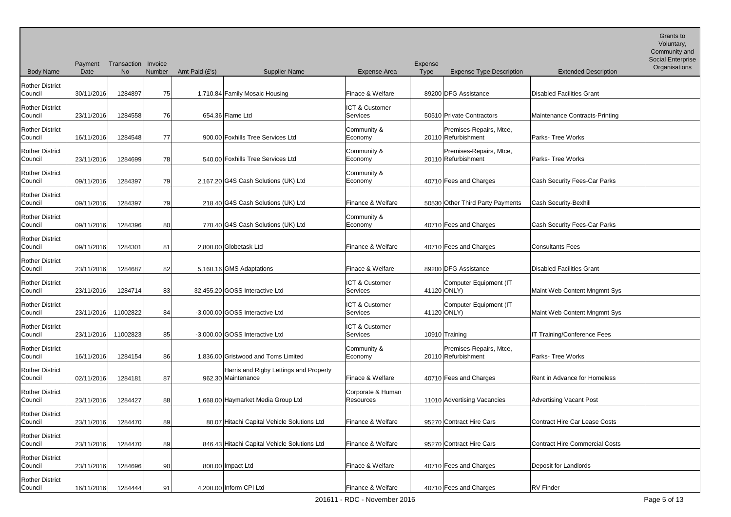| Body Name | Payment Date | Transaction No | Invoice Number | Amt Paid (£'s) | Supplier Name | Expense Area | Expense Type | Expense Type Description | Extended Description | Grants to Voluntary, Community and Social Enterprise Organisations |
|---|---|---|---|---|---|---|---|---|---|---|
| Rother District Council | 30/11/2016 | 1284897 | 75 | 1,710.84 | Family Mosaic Housing | Finace & Welfare | 89200 | DFG Assistance | Disabled Facilities Grant | |
| Rother District Council | 23/11/2016 | 1284558 | 76 | 654.36 | Flame Ltd | ICT & Customer Services | 50510 | Private Contractors | Maintenance Contracts-Printing | |
| Rother District Council | 16/11/2016 | 1284548 | 77 | 900.00 | Foxhills Tree Services Ltd | Community & Economy | 20110 | Premises-Repairs, Mtce, Refurbishment | Parks- Tree Works | |
| Rother District Council | 23/11/2016 | 1284699 | 78 | 540.00 | Foxhills Tree Services Ltd | Community & Economy | 20110 | Premises-Repairs, Mtce, Refurbishment | Parks- Tree Works | |
| Rother District Council | 09/11/2016 | 1284397 | 79 | 2,167.20 | G4S Cash Solutions (UK) Ltd | Community & Economy | 40710 | Fees and Charges | Cash Security Fees-Car Parks | |
| Rother District Council | 09/11/2016 | 1284397 | 79 | 218.40 | G4S Cash Solutions (UK) Ltd | Finance & Welfare | 50530 | Other Third Party Payments | Cash Security-Bexhill | |
| Rother District Council | 09/11/2016 | 1284396 | 80 | 770.40 | G4S Cash Solutions (UK) Ltd | Community & Economy | 40710 | Fees and Charges | Cash Security Fees-Car Parks | |
| Rother District Council | 09/11/2016 | 1284301 | 81 | 2,800.00 | Globetask Ltd | Finance & Welfare | 40710 | Fees and Charges | Consultants Fees | |
| Rother District Council | 23/11/2016 | 1284687 | 82 | 5,160.16 | GMS Adaptations | Finace & Welfare | 89200 | DFG Assistance | Disabled Facilities Grant | |
| Rother District Council | 23/11/2016 | 1284714 | 83 | 32,455.20 | GOSS Interactive Ltd | ICT & Customer Services | 41120 | Computer Equipment (IT ONLY) | Maint Web Content Mngmnt Sys | |
| Rother District Council | 23/11/2016 | 11002822 | 84 | -3,000.00 | GOSS Interactive Ltd | ICT & Customer Services | 41120 | Computer Equipment (IT ONLY) | Maint Web Content Mngmnt Sys | |
| Rother District Council | 23/11/2016 | 11002823 | 85 | -3,000.00 | GOSS Interactive Ltd | ICT & Customer Services | 10910 | Training | IT Training/Conference Fees | |
| Rother District Council | 16/11/2016 | 1284154 | 86 | 1,836.00 | Gristwood and Toms Limited | Community & Economy | 20110 | Premises-Repairs, Mtce, Refurbishment | Parks- Tree Works | |
| Rother District Council | 02/11/2016 | 1284181 | 87 | 962.30 | Harris and Rigby Lettings and Property Maintenance | Finace & Welfare | 40710 | Fees and Charges | Rent in Advance for Homeless | |
| Rother District Council | 23/11/2016 | 1284427 | 88 | 1,668.00 | Haymarket Media Group Ltd | Corporate & Human Resources | 11010 | Advertising Vacancies | Advertising Vacant Post | |
| Rother District Council | 23/11/2016 | 1284470 | 89 | 80.07 | Hitachi Capital Vehicle Solutions Ltd | Finance & Welfare | 95270 | Contract Hire Cars | Contract Hire Car Lease Costs | |
| Rother District Council | 23/11/2016 | 1284470 | 89 | 846.43 | Hitachi Capital Vehicle Solutions Ltd | Finance & Welfare | 95270 | Contract Hire Cars | Contract Hire Commercial Costs | |
| Rother District Council | 23/11/2016 | 1284696 | 90 | 800.00 | Impact Ltd | Finace & Welfare | 40710 | Fees and Charges | Deposit for Landlords | |
| Rother District Council | 16/11/2016 | 1284444 | 91 | 4,200.00 | Inform CPI Ltd | Finance & Welfare | 40710 | Fees and Charges | RV Finder | |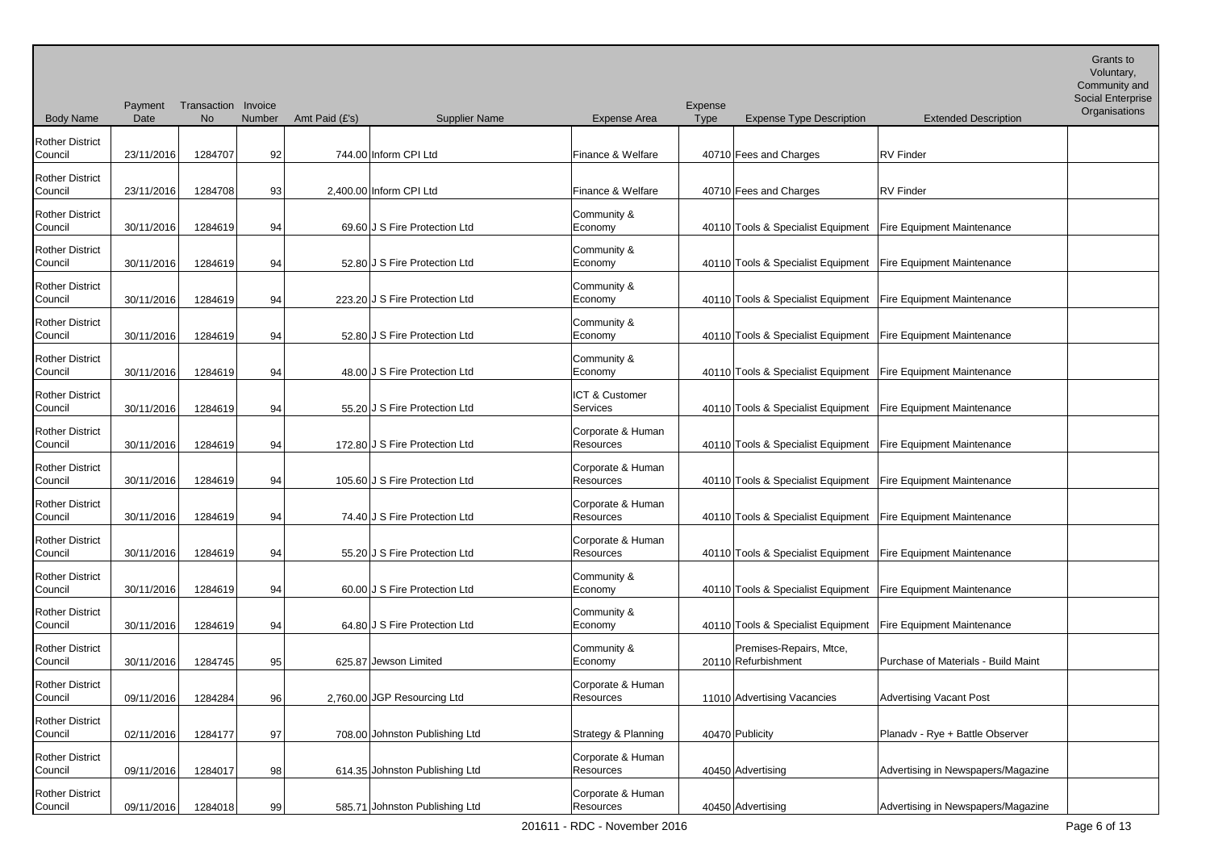| Body Name | Payment Date | Transaction No | Invoice Number | Amt Paid (£'s) | Supplier Name | Expense Area | Expense Type | Expense Type Description | Extended Description | Grants to Voluntary, Community and Social Enterprise Organisations |
|---|---|---|---|---|---|---|---|---|---|---|
| Rother District Council | 23/11/2016 | 1284707 | 92 | 744.00 | Inform CPI Ltd | Finance & Welfare | 40710 | Fees and Charges | RV Finder | |
| Rother District Council | 23/11/2016 | 1284708 | 93 | 2,400.00 | Inform CPI Ltd | Finance & Welfare | 40710 | Fees and Charges | RV Finder | |
| Rother District Council | 30/11/2016 | 1284619 | 94 | 69.60 | J S Fire Protection Ltd | Community & Economy | 40110 | Tools & Specialist Equipment | Fire Equipment Maintenance | |
| Rother District Council | 30/11/2016 | 1284619 | 94 | 52.80 | J S Fire Protection Ltd | Community & Economy | 40110 | Tools & Specialist Equipment | Fire Equipment Maintenance | |
| Rother District Council | 30/11/2016 | 1284619 | 94 | 223.20 | J S Fire Protection Ltd | Community & Economy | 40110 | Tools & Specialist Equipment | Fire Equipment Maintenance | |
| Rother District Council | 30/11/2016 | 1284619 | 94 | 52.80 | J S Fire Protection Ltd | Community & Economy | 40110 | Tools & Specialist Equipment | Fire Equipment Maintenance | |
| Rother District Council | 30/11/2016 | 1284619 | 94 | 48.00 | J S Fire Protection Ltd | Community & Economy | 40110 | Tools & Specialist Equipment | Fire Equipment Maintenance | |
| Rother District Council | 30/11/2016 | 1284619 | 94 | 55.20 | J S Fire Protection Ltd | ICT & Customer Services | 40110 | Tools & Specialist Equipment | Fire Equipment Maintenance | |
| Rother District Council | 30/11/2016 | 1284619 | 94 | 172.80 | J S Fire Protection Ltd | Corporate & Human Resources | 40110 | Tools & Specialist Equipment | Fire Equipment Maintenance | |
| Rother District Council | 30/11/2016 | 1284619 | 94 | 105.60 | J S Fire Protection Ltd | Corporate & Human Resources | 40110 | Tools & Specialist Equipment | Fire Equipment Maintenance | |
| Rother District Council | 30/11/2016 | 1284619 | 94 | 74.40 | J S Fire Protection Ltd | Corporate & Human Resources | 40110 | Tools & Specialist Equipment | Fire Equipment Maintenance | |
| Rother District Council | 30/11/2016 | 1284619 | 94 | 55.20 | J S Fire Protection Ltd | Corporate & Human Resources | 40110 | Tools & Specialist Equipment | Fire Equipment Maintenance | |
| Rother District Council | 30/11/2016 | 1284619 | 94 | 60.00 | J S Fire Protection Ltd | Community & Economy | 40110 | Tools & Specialist Equipment | Fire Equipment Maintenance | |
| Rother District Council | 30/11/2016 | 1284619 | 94 | 64.80 | J S Fire Protection Ltd | Community & Economy | 40110 | Tools & Specialist Equipment | Fire Equipment Maintenance | |
| Rother District Council | 30/11/2016 | 1284745 | 95 | 625.87 | Jewson Limited | Community & Economy | 20110 | Premises-Repairs, Mtce, Refurbishment | Purchase of Materials - Build Maint | |
| Rother District Council | 09/11/2016 | 1284284 | 96 | 2,760.00 | JGP Resourcing Ltd | Corporate & Human Resources | 11010 | Advertising Vacancies | Advertising Vacant Post | |
| Rother District Council | 02/11/2016 | 1284177 | 97 | 708.00 | Johnston Publishing Ltd | Strategy & Planning | 40470 | Publicity | Planadv - Rye + Battle Observer | |
| Rother District Council | 09/11/2016 | 1284017 | 98 | 614.35 | Johnston Publishing Ltd | Corporate & Human Resources | 40450 | Advertising | Advertising in Newspapers/Magazine | |
| Rother District Council | 09/11/2016 | 1284018 | 99 | 585.71 | Johnston Publishing Ltd | Corporate & Human Resources | 40450 | Advertising | Advertising in Newspapers/Magazine | |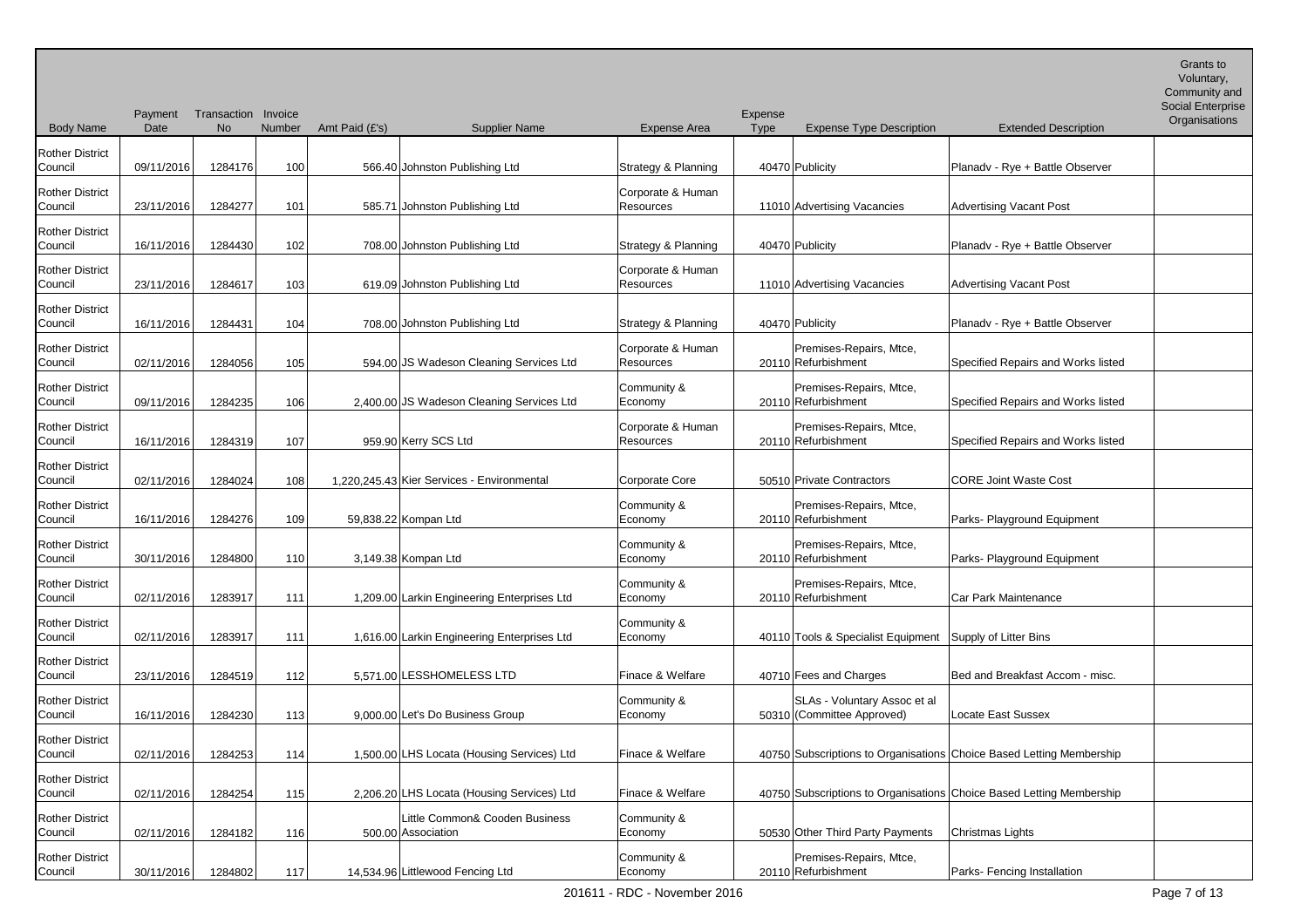| Body Name | Payment Date | Transaction No | Invoice Number | Amt Paid (£'s) | Supplier Name | Expense Area | Expense Type | Expense Type Description | Extended Description | Grants to Voluntary, Community and Social Enterprise Organisations |
|---|---|---|---|---|---|---|---|---|---|---|
| Rother District Council | 09/11/2016 | 1284176 | 100 | 566.40 | Johnston Publishing Ltd | Strategy & Planning | 40470 | Publicity | Planadv - Rye + Battle Observer | |
| Rother District Council | 23/11/2016 | 1284277 | 101 | 585.71 | Johnston Publishing Ltd | Corporate & Human Resources | 11010 | Advertising Vacancies | Advertising Vacant Post | |
| Rother District Council | 16/11/2016 | 1284430 | 102 | 708.00 | Johnston Publishing Ltd | Strategy & Planning | 40470 | Publicity | Planadv - Rye + Battle Observer | |
| Rother District Council | 23/11/2016 | 1284617 | 103 | 619.09 | Johnston Publishing Ltd | Corporate & Human Resources | 11010 | Advertising Vacancies | Advertising Vacant Post | |
| Rother District Council | 16/11/2016 | 1284431 | 104 | 708.00 | Johnston Publishing Ltd | Strategy & Planning | 40470 | Publicity | Planadv - Rye + Battle Observer | |
| Rother District Council | 02/11/2016 | 1284056 | 105 | 594.00 | JS Wadeson Cleaning Services Ltd | Corporate & Human Resources | 20110 | Premises-Repairs, Mtce, Refurbishment | Specified Repairs and Works listed | |
| Rother District Council | 09/11/2016 | 1284235 | 106 | 2,400.00 | JS Wadeson Cleaning Services Ltd | Community & Economy | 20110 | Premises-Repairs, Mtce, Refurbishment | Specified Repairs and Works listed | |
| Rother District Council | 16/11/2016 | 1284319 | 107 | 959.90 | Kerry SCS Ltd | Corporate & Human Resources | 20110 | Premises-Repairs, Mtce, Refurbishment | Specified Repairs and Works listed | |
| Rother District Council | 02/11/2016 | 1284024 | 108 | 1,220,245.43 | Kier Services - Environmental | Corporate Core | 50510 | Private Contractors | CORE Joint Waste Cost | |
| Rother District Council | 16/11/2016 | 1284276 | 109 | 59,838.22 | Kompan Ltd | Community & Economy | 20110 | Premises-Repairs, Mtce, Refurbishment | Parks- Playground Equipment | |
| Rother District Council | 30/11/2016 | 1284800 | 110 | 3,149.38 | Kompan Ltd | Community & Economy | 20110 | Premises-Repairs, Mtce, Refurbishment | Parks- Playground Equipment | |
| Rother District Council | 02/11/2016 | 1283917 | 111 | 1,209.00 | Larkin Engineering Enterprises Ltd | Community & Economy | 20110 | Premises-Repairs, Mtce, Refurbishment | Car Park Maintenance | |
| Rother District Council | 02/11/2016 | 1283917 | 111 | 1,616.00 | Larkin Engineering Enterprises Ltd | Community & Economy | 40110 | Tools & Specialist Equipment | Supply of Litter Bins | |
| Rother District Council | 23/11/2016 | 1284519 | 112 | 5,571.00 | LESSHOMELESS LTD | Finace & Welfare | 40710 | Fees and Charges | Bed and Breakfast Accom - misc. | |
| Rother District Council | 16/11/2016 | 1284230 | 113 | 9,000.00 | Let's Do Business Group | Community & Economy | 50310 | SLAs - Voluntary Assoc et al (Committee Approved) | Locate East Sussex | |
| Rother District Council | 02/11/2016 | 1284253 | 114 | 1,500.00 | LHS Locata (Housing Services) Ltd | Finace & Welfare | 40750 | Subscriptions to Organisations | Choice Based Letting Membership | |
| Rother District Council | 02/11/2016 | 1284254 | 115 | 2,206.20 | LHS Locata (Housing Services) Ltd | Finace & Welfare | 40750 | Subscriptions to Organisations | Choice Based Letting Membership | |
| Rother District Council | 02/11/2016 | 1284182 | 116 | 500.00 | Little Common& Cooden Business Association | Community & Economy | 50530 | Other Third Party Payments | Christmas Lights | |
| Rother District Council | 30/11/2016 | 1284802 | 117 | 14,534.96 | Littlewood Fencing Ltd | Community & Economy | 20110 | Premises-Repairs, Mtce, Refurbishment | Parks- Fencing Installation | |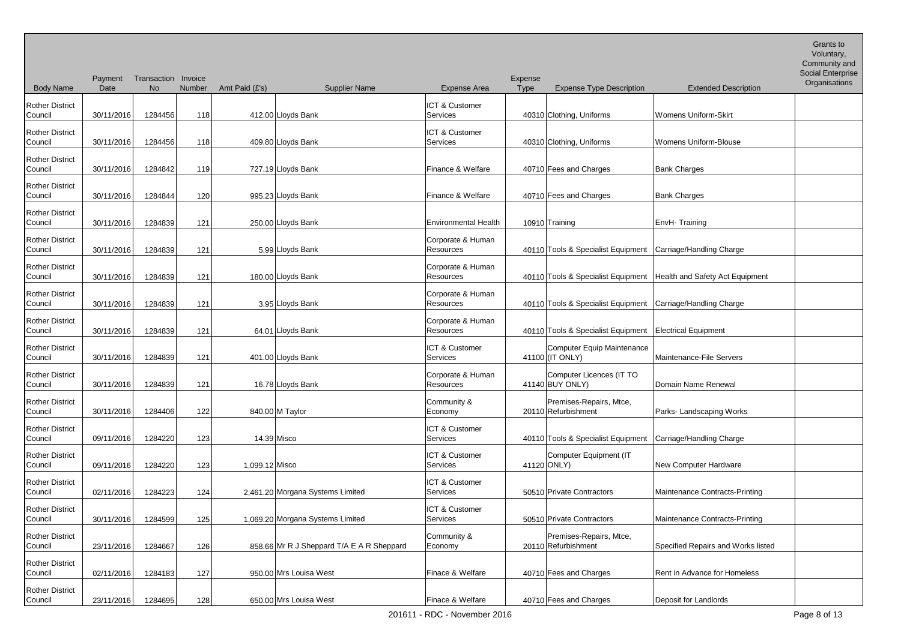| Body Name | Payment Date | Transaction No | Invoice Number | Amt Paid (£'s) | Supplier Name | Expense Area | Expense Type | Expense Type Description | Extended Description | Grants to Voluntary, Community and Social Enterprise Organisations |
|---|---|---|---|---|---|---|---|---|---|---|
| Rother District Council | 30/11/2016 | 1284456 | 118 | 412.00 | Lloyds Bank | ICT & Customer Services | 40310 | Clothing, Uniforms | Womens Uniform-Skirt | |
| Rother District Council | 30/11/2016 | 1284456 | 118 | 409.80 | Lloyds Bank | ICT & Customer Services | 40310 | Clothing, Uniforms | Womens Uniform-Blouse | |
| Rother District Council | 30/11/2016 | 1284842 | 119 | 727.19 | Lloyds Bank | Finance & Welfare | 40710 | Fees and Charges | Bank Charges | |
| Rother District Council | 30/11/2016 | 1284844 | 120 | 995.23 | Lloyds Bank | Finance & Welfare | 40710 | Fees and Charges | Bank Charges | |
| Rother District Council | 30/11/2016 | 1284839 | 121 | 250.00 | Lloyds Bank | Environmental Health | 10910 | Training | EnvH- Training | |
| Rother District Council | 30/11/2016 | 1284839 | 121 | 5.99 | Lloyds Bank | Corporate & Human Resources | 40110 | Tools & Specialist Equipment | Carriage/Handling Charge | |
| Rother District Council | 30/11/2016 | 1284839 | 121 | 180.00 | Lloyds Bank | Corporate & Human Resources | 40110 | Tools & Specialist Equipment | Health and Safety Act Equipment | |
| Rother District Council | 30/11/2016 | 1284839 | 121 | 3.95 | Lloyds Bank | Corporate & Human Resources | 40110 | Tools & Specialist Equipment | Carriage/Handling Charge | |
| Rother District Council | 30/11/2016 | 1284839 | 121 | 64.01 | Lloyds Bank | Corporate & Human Resources | 40110 | Tools & Specialist Equipment | Electrical Equipment | |
| Rother District Council | 30/11/2016 | 1284839 | 121 | 401.00 | Lloyds Bank | ICT & Customer Services | 41100 | Computer Equip Maintenance (IT ONLY) | Maintenance-File Servers | |
| Rother District Council | 30/11/2016 | 1284839 | 121 | 16.78 | Lloyds Bank | Corporate & Human Resources | 41140 | Computer Licences (IT TO BUY ONLY) | Domain Name Renewal | |
| Rother District Council | 30/11/2016 | 1284406 | 122 | 840.00 | M Taylor | Community & Economy | 20110 | Premises-Repairs, Mtce, Refurbishment | Parks- Landscaping Works | |
| Rother District Council | 09/11/2016 | 1284220 | 123 | 14.39 | Misco | ICT & Customer Services | 40110 | Tools & Specialist Equipment | Carriage/Handling Charge | |
| Rother District Council | 09/11/2016 | 1284220 | 123 | 1,099.12 | Misco | ICT & Customer Services | 41120 | Computer Equipment (IT ONLY) | New Computer Hardware | |
| Rother District Council | 02/11/2016 | 1284223 | 124 | 2,461.20 | Morgana Systems Limited | ICT & Customer Services | 50510 | Private Contractors | Maintenance Contracts-Printing | |
| Rother District Council | 30/11/2016 | 1284599 | 125 | 1,069.20 | Morgana Systems Limited | ICT & Customer Services | 50510 | Private Contractors | Maintenance Contracts-Printing | |
| Rother District Council | 23/11/2016 | 1284667 | 126 | 858.66 | Mr R J Sheppard T/A E A R Sheppard | Community & Economy | 20110 | Premises-Repairs, Mtce, Refurbishment | Specified Repairs and Works listed | |
| Rother District Council | 02/11/2016 | 1284183 | 127 | 950.00 | Mrs Louisa West | Finace & Welfare | 40710 | Fees and Charges | Rent in Advance for Homeless | |
| Rother District Council | 23/11/2016 | 1284695 | 128 | 650.00 | Mrs Louisa West | Finace & Welfare | 40710 | Fees and Charges | Deposit for Landlords | |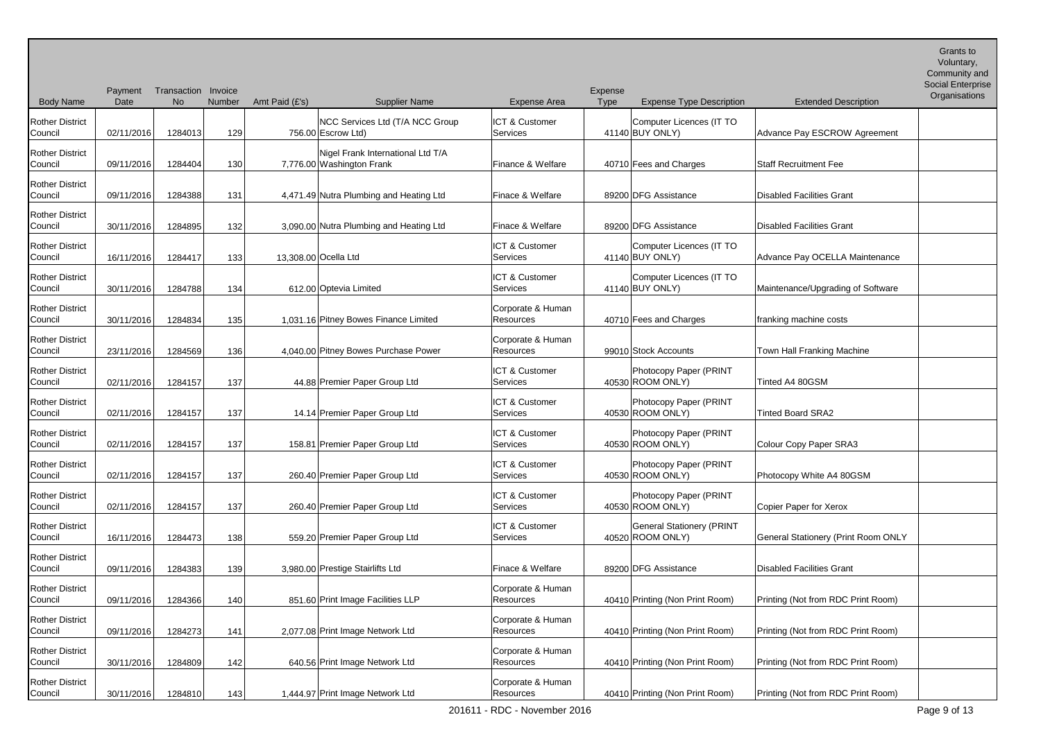| Body Name | Payment Date | Transaction No | Invoice Number | Amt Paid (£'s) | Supplier Name | Expense Area | Expense Type | Expense Type Description | Extended Description | Grants to Voluntary, Community and Social Enterprise Organisations |
|---|---|---|---|---|---|---|---|---|---|---|
| Rother District Council | 02/11/2016 | 1284013 | 129 | 756.00 | NCC Services Ltd (T/A NCC Group Escrow Ltd) | ICT & Customer Services | 41140 | Computer Licences (IT TO BUY ONLY) | Advance Pay ESCROW Agreement | |
| Rother District Council | 09/11/2016 | 1284404 | 130 | 7,776.00 | Nigel Frank International Ltd T/A Washington Frank | Finance & Welfare | 40710 | Fees and Charges | Staff Recruitment Fee | |
| Rother District Council | 09/11/2016 | 1284388 | 131 | 4,471.49 | Nutra Plumbing and Heating Ltd | Finace & Welfare | 89200 | DFG Assistance | Disabled Facilities Grant | |
| Rother District Council | 30/11/2016 | 1284895 | 132 | 3,090.00 | Nutra Plumbing and Heating Ltd | Finace & Welfare | 89200 | DFG Assistance | Disabled Facilities Grant | |
| Rother District Council | 16/11/2016 | 1284417 | 133 | 13,308.00 | Ocella Ltd | ICT & Customer Services | 41140 | Computer Licences (IT TO BUY ONLY) | Advance Pay OCELLA Maintenance | |
| Rother District Council | 30/11/2016 | 1284788 | 134 | 612.00 | Optevia Limited | ICT & Customer Services | 41140 | Computer Licences (IT TO BUY ONLY) | Maintenance/Upgrading of Software | |
| Rother District Council | 30/11/2016 | 1284834 | 135 | 1,031.16 | Pitney Bowes Finance Limited | Corporate & Human Resources | 40710 | Fees and Charges | franking machine costs | |
| Rother District Council | 23/11/2016 | 1284569 | 136 | 4,040.00 | Pitney Bowes Purchase Power | Corporate & Human Resources | 99010 | Stock Accounts | Town Hall Franking Machine | |
| Rother District Council | 02/11/2016 | 1284157 | 137 | 44.88 | Premier Paper Group Ltd | ICT & Customer Services | 40530 | Photocopy Paper (PRINT ROOM ONLY) | Tinted A4 80GSM | |
| Rother District Council | 02/11/2016 | 1284157 | 137 | 14.14 | Premier Paper Group Ltd | ICT & Customer Services | 40530 | Photocopy Paper (PRINT ROOM ONLY) | Tinted Board SRA2 | |
| Rother District Council | 02/11/2016 | 1284157 | 137 | 158.81 | Premier Paper Group Ltd | ICT & Customer Services | 40530 | Photocopy Paper (PRINT ROOM ONLY) | Colour Copy Paper SRA3 | |
| Rother District Council | 02/11/2016 | 1284157 | 137 | 260.40 | Premier Paper Group Ltd | ICT & Customer Services | 40530 | Photocopy Paper (PRINT ROOM ONLY) | Photocopy White A4 80GSM | |
| Rother District Council | 02/11/2016 | 1284157 | 137 | 260.40 | Premier Paper Group Ltd | ICT & Customer Services | 40530 | Photocopy Paper (PRINT ROOM ONLY) | Copier Paper for Xerox | |
| Rother District Council | 16/11/2016 | 1284473 | 138 | 559.20 | Premier Paper Group Ltd | ICT & Customer Services | 40520 | General Stationery (PRINT ROOM ONLY) | General Stationery (Print Room ONLY | |
| Rother District Council | 09/11/2016 | 1284383 | 139 | 3,980.00 | Prestige Stairlifts Ltd | Finace & Welfare | 89200 | DFG Assistance | Disabled Facilities Grant | |
| Rother District Council | 09/11/2016 | 1284366 | 140 | 851.60 | Print Image Facilities LLP | Corporate & Human Resources | 40410 | Printing (Non Print Room) | Printing (Not from RDC Print Room) | |
| Rother District Council | 09/11/2016 | 1284273 | 141 | 2,077.08 | Print Image Network Ltd | Corporate & Human Resources | 40410 | Printing (Non Print Room) | Printing (Not from RDC Print Room) | |
| Rother District Council | 30/11/2016 | 1284809 | 142 | 640.56 | Print Image Network Ltd | Corporate & Human Resources | 40410 | Printing (Non Print Room) | Printing (Not from RDC Print Room) | |
| Rother District Council | 30/11/2016 | 1284810 | 143 | 1,444.97 | Print Image Network Ltd | Corporate & Human Resources | 40410 | Printing (Non Print Room) | Printing (Not from RDC Print Room) | |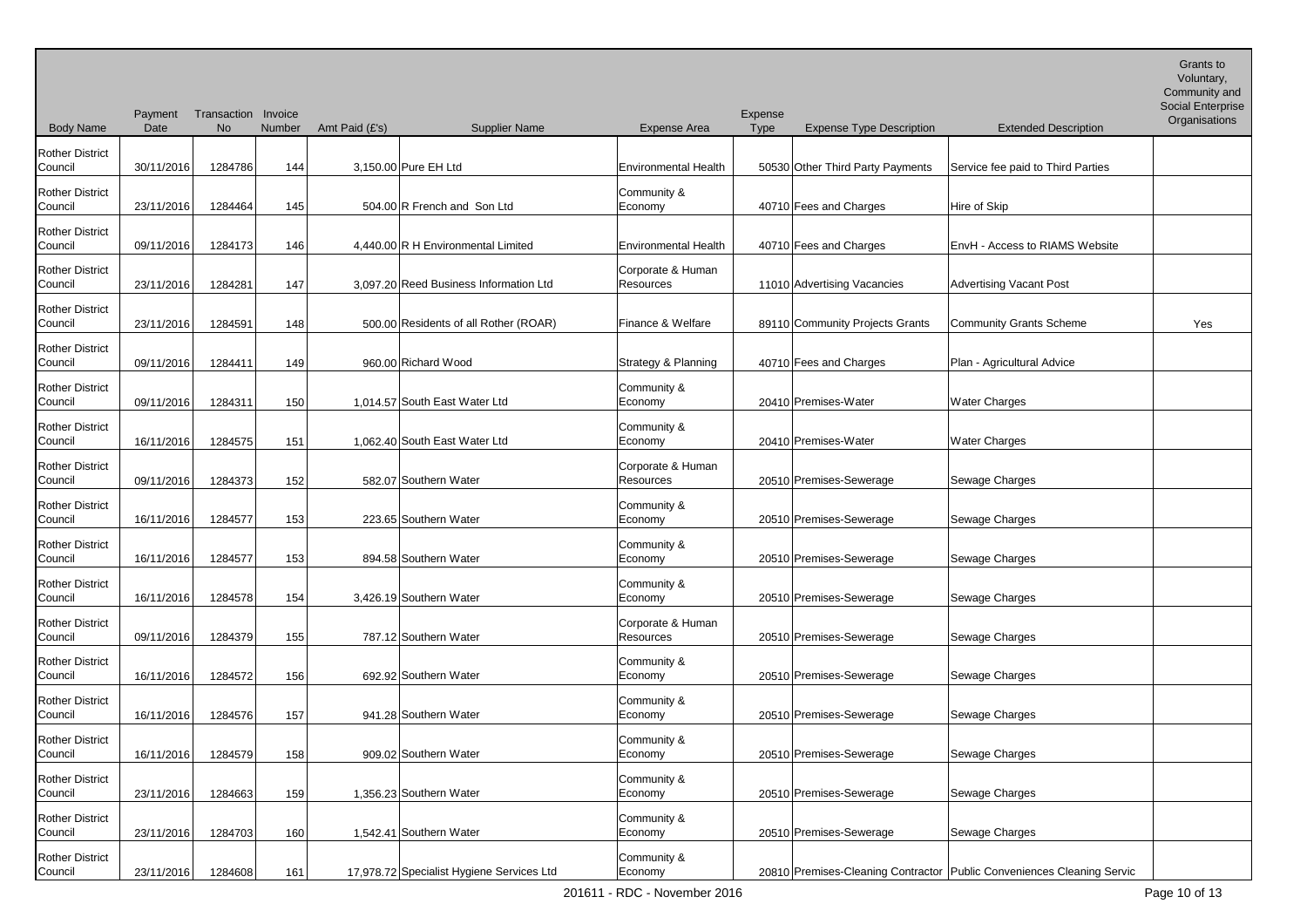| Body Name | Payment Date | Transaction No | Invoice Number | Amt Paid (£'s) | Supplier Name | Expense Area | Expense Type | Expense Type Description | Extended Description | Grants to Voluntary, Community and Social Enterprise Organisations |
|---|---|---|---|---|---|---|---|---|---|---|
| Rother District Council | 30/11/2016 | 1284786 | 144 | 3,150.00 | Pure EH Ltd | Environmental Health | 50530 | Other Third Party Payments | Service fee paid to Third Parties | |
| Rother District Council | 23/11/2016 | 1284464 | 145 | 504.00 | R French and Son Ltd | Community & Economy | 40710 | Fees and Charges | Hire of Skip | |
| Rother District Council | 09/11/2016 | 1284173 | 146 | 4,440.00 | R H Environmental Limited | Environmental Health | 40710 | Fees and Charges | EnvH - Access to RIAMS Website | |
| Rother District Council | 23/11/2016 | 1284281 | 147 | 3,097.20 | Reed Business Information Ltd | Corporate & Human Resources | 11010 | Advertising Vacancies | Advertising Vacant Post | |
| Rother District Council | 23/11/2016 | 1284591 | 148 | 500.00 | Residents of all Rother (ROAR) | Finance & Welfare | 89110 | Community Projects Grants | Community Grants Scheme | Yes |
| Rother District Council | 09/11/2016 | 1284411 | 149 | 960.00 | Richard Wood | Strategy & Planning | 40710 | Fees and Charges | Plan - Agricultural Advice | |
| Rother District Council | 09/11/2016 | 1284311 | 150 | 1,014.57 | South East Water Ltd | Community & Economy | 20410 | Premises-Water | Water Charges | |
| Rother District Council | 16/11/2016 | 1284575 | 151 | 1,062.40 | South East Water Ltd | Community & Economy | 20410 | Premises-Water | Water Charges | |
| Rother District Council | 09/11/2016 | 1284373 | 152 | 582.07 | Southern Water | Corporate & Human Resources | 20510 | Premises-Sewerage | Sewage Charges | |
| Rother District Council | 16/11/2016 | 1284577 | 153 | 223.65 | Southern Water | Community & Economy | 20510 | Premises-Sewerage | Sewage Charges | |
| Rother District Council | 16/11/2016 | 1284577 | 153 | 894.58 | Southern Water | Community & Economy | 20510 | Premises-Sewerage | Sewage Charges | |
| Rother District Council | 16/11/2016 | 1284578 | 154 | 3,426.19 | Southern Water | Community & Economy | 20510 | Premises-Sewerage | Sewage Charges | |
| Rother District Council | 09/11/2016 | 1284379 | 155 | 787.12 | Southern Water | Corporate & Human Resources | 20510 | Premises-Sewerage | Sewage Charges | |
| Rother District Council | 16/11/2016 | 1284572 | 156 | 692.92 | Southern Water | Community & Economy | 20510 | Premises-Sewerage | Sewage Charges | |
| Rother District Council | 16/11/2016 | 1284576 | 157 | 941.28 | Southern Water | Community & Economy | 20510 | Premises-Sewerage | Sewage Charges | |
| Rother District Council | 16/11/2016 | 1284579 | 158 | 909.02 | Southern Water | Community & Economy | 20510 | Premises-Sewerage | Sewage Charges | |
| Rother District Council | 23/11/2016 | 1284663 | 159 | 1,356.23 | Southern Water | Community & Economy | 20510 | Premises-Sewerage | Sewage Charges | |
| Rother District Council | 23/11/2016 | 1284703 | 160 | 1,542.41 | Southern Water | Community & Economy | 20510 | Premises-Sewerage | Sewage Charges | |
| Rother District Council | 23/11/2016 | 1284608 | 161 | 17,978.72 | Specialist Hygiene Services Ltd | Community & Economy | 20810 | Premises-Cleaning Contractor | Public Conveniences Cleaning Servic | |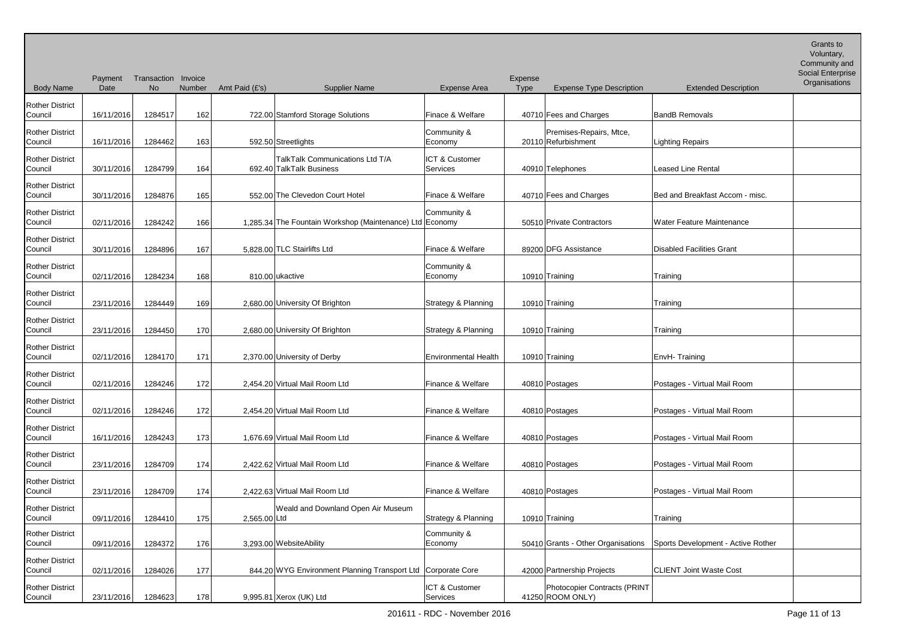| Body Name | Payment Date | Transaction No | Invoice Number | Amt Paid (£'s) | Supplier Name | Expense Area | Expense Type | Expense Type Description | Extended Description | Grants to Voluntary, Community and Social Enterprise Organisations |
|---|---|---|---|---|---|---|---|---|---|---|
| Rother District Council | 16/11/2016 | 1284517 | 162 | 722.00 | Stamford Storage Solutions | Finace & Welfare | 40710 | Fees and Charges | BandB Removals | |
| Rother District Council | 16/11/2016 | 1284462 | 163 | 592.50 | Streetlights | Community & Economy | 20110 | Premises-Repairs, Mtce, Refurbishment | Lighting Repairs | |
| Rother District Council | 30/11/2016 | 1284799 | 164 | 692.40 | TalkTalk Communications Ltd T/A TalkTalk Business | ICT & Customer Services | 40910 | Telephones | Leased Line Rental | |
| Rother District Council | 30/11/2016 | 1284876 | 165 | 552.00 | The Clevedon Court Hotel | Finace & Welfare | 40710 | Fees and Charges | Bed and Breakfast Accom - misc. | |
| Rother District Council | 02/11/2016 | 1284242 | 166 | 1,285.34 | The Fountain Workshop (Maintenance) Ltd | Community & Economy | 50510 | Private Contractors | Water Feature Maintenance | |
| Rother District Council | 30/11/2016 | 1284896 | 167 | 5,828.00 | TLC Stairlifts Ltd | Finace & Welfare | 89200 | DFG Assistance | Disabled Facilities Grant | |
| Rother District Council | 02/11/2016 | 1284234 | 168 | 810.00 | ukactive | Community & Economy | 10910 | Training | Training | |
| Rother District Council | 23/11/2016 | 1284449 | 169 | 2,680.00 | University Of Brighton | Strategy & Planning | 10910 | Training | Training | |
| Rother District Council | 23/11/2016 | 1284450 | 170 | 2,680.00 | University Of Brighton | Strategy & Planning | 10910 | Training | Training | |
| Rother District Council | 02/11/2016 | 1284170 | 171 | 2,370.00 | University of Derby | Environmental Health | 10910 | Training | EnvH- Training | |
| Rother District Council | 02/11/2016 | 1284246 | 172 | 2,454.20 | Virtual Mail Room Ltd | Finance & Welfare | 40810 | Postages | Postages - Virtual Mail Room | |
| Rother District Council | 02/11/2016 | 1284246 | 172 | 2,454.20 | Virtual Mail Room Ltd | Finance & Welfare | 40810 | Postages | Postages - Virtual Mail Room | |
| Rother District Council | 16/11/2016 | 1284243 | 173 | 1,676.69 | Virtual Mail Room Ltd | Finance & Welfare | 40810 | Postages | Postages - Virtual Mail Room | |
| Rother District Council | 23/11/2016 | 1284709 | 174 | 2,422.62 | Virtual Mail Room Ltd | Finance & Welfare | 40810 | Postages | Postages - Virtual Mail Room | |
| Rother District Council | 23/11/2016 | 1284709 | 174 | 2,422.63 | Virtual Mail Room Ltd | Finance & Welfare | 40810 | Postages | Postages - Virtual Mail Room | |
| Rother District Council | 09/11/2016 | 1284410 | 175 | 2,565.00 | Weald and Downland Open Air Museum Ltd | Strategy & Planning | 10910 | Training | Training | |
| Rother District Council | 09/11/2016 | 1284372 | 176 | 3,293.00 | WebsiteAbility | Community & Economy | 50410 | Grants - Other Organisations | Sports Development - Active Rother | |
| Rother District Council | 02/11/2016 | 1284026 | 177 | 844.20 | WYG Environment Planning Transport Ltd | Corporate Core | 42000 | Partnership Projects | CLIENT Joint Waste Cost | |
| Rother District Council | 23/11/2016 | 1284623 | 178 | 9,995.81 | Xerox (UK) Ltd | ICT & Customer Services | 41250 | Photocopier Contracts (PRINT ROOM ONLY) | | |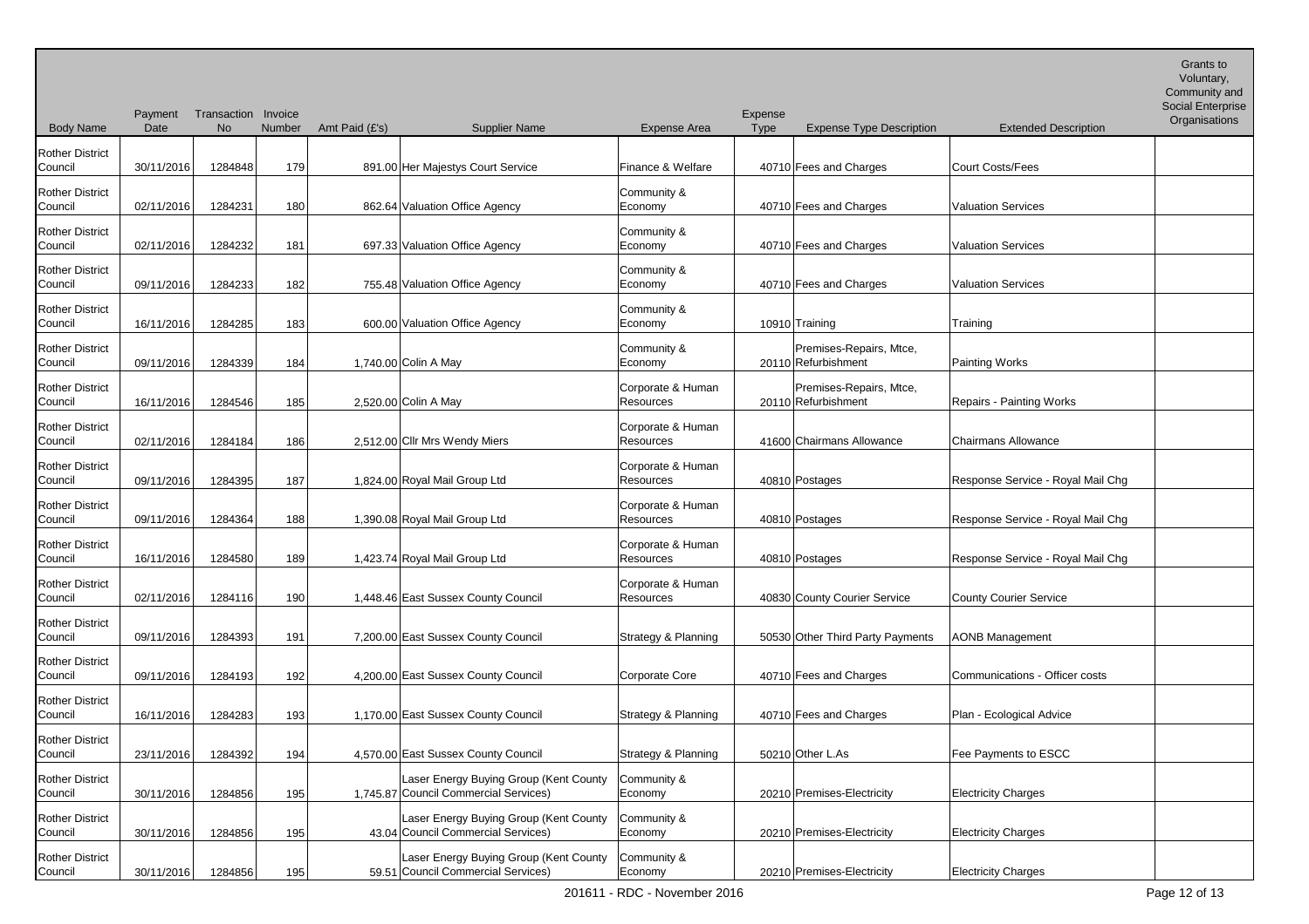| Body Name | Payment Date | Transaction No | Invoice Number | Amt Paid (£'s) | Supplier Name | Expense Area | Expense Type | Expense Type Description | Extended Description | Grants to Voluntary, Community and Social Enterprise Organisations |
|---|---|---|---|---|---|---|---|---|---|---|
| Rother District Council | 30/11/2016 | 1284848 | 179 | 891.00 | Her Majestys Court Service | Finance & Welfare | 40710 | Fees and Charges | Court Costs/Fees | |
| Rother District Council | 02/11/2016 | 1284231 | 180 | 862.64 | Valuation Office Agency | Community & Economy | 40710 | Fees and Charges | Valuation Services | |
| Rother District Council | 02/11/2016 | 1284232 | 181 | 697.33 | Valuation Office Agency | Community & Economy | 40710 | Fees and Charges | Valuation Services | |
| Rother District Council | 09/11/2016 | 1284233 | 182 | 755.48 | Valuation Office Agency | Community & Economy | 40710 | Fees and Charges | Valuation Services | |
| Rother District Council | 16/11/2016 | 1284285 | 183 | 600.00 | Valuation Office Agency | Community & Economy | 10910 | Training | Training | |
| Rother District Council | 09/11/2016 | 1284339 | 184 | 1,740.00 | Colin A May | Community & Economy | 20110 | Premises-Repairs, Mtce, Refurbishment | Painting Works | |
| Rother District Council | 16/11/2016 | 1284546 | 185 | 2,520.00 | Colin A May | Corporate & Human Resources | 20110 | Premises-Repairs, Mtce, Refurbishment | Repairs - Painting Works | |
| Rother District Council | 02/11/2016 | 1284184 | 186 | 2,512.00 | Cllr Mrs Wendy Miers | Corporate & Human Resources | 41600 | Chairmans Allowance | Chairmans Allowance | |
| Rother District Council | 09/11/2016 | 1284395 | 187 | 1,824.00 | Royal Mail Group Ltd | Corporate & Human Resources | 40810 | Postages | Response Service - Royal Mail Chg | |
| Rother District Council | 09/11/2016 | 1284364 | 188 | 1,390.08 | Royal Mail Group Ltd | Corporate & Human Resources | 40810 | Postages | Response Service - Royal Mail Chg | |
| Rother District Council | 16/11/2016 | 1284580 | 189 | 1,423.74 | Royal Mail Group Ltd | Corporate & Human Resources | 40810 | Postages | Response Service - Royal Mail Chg | |
| Rother District Council | 02/11/2016 | 1284116 | 190 | 1,448.46 | East Sussex County Council | Corporate & Human Resources | 40830 | County Courier Service | County Courier Service | |
| Rother District Council | 09/11/2016 | 1284393 | 191 | 7,200.00 | East Sussex County Council | Strategy & Planning | 50530 | Other Third Party Payments | AONB Management | |
| Rother District Council | 09/11/2016 | 1284193 | 192 | 4,200.00 | East Sussex County Council | Corporate Core | 40710 | Fees and Charges | Communications - Officer costs | |
| Rother District Council | 16/11/2016 | 1284283 | 193 | 1,170.00 | East Sussex County Council | Strategy & Planning | 40710 | Fees and Charges | Plan - Ecological Advice | |
| Rother District Council | 23/11/2016 | 1284392 | 194 | 4,570.00 | East Sussex County Council | Strategy & Planning | 50210 | Other L.As | Fee Payments to ESCC | |
| Rother District Council | 30/11/2016 | 1284856 | 195 | 1,745.87 | Laser Energy Buying Group (Kent County Council Commercial Services) | Community & Economy | 20210 | Premises-Electricity | Electricity Charges | |
| Rother District Council | 30/11/2016 | 1284856 | 195 | 43.04 | Laser Energy Buying Group (Kent County Council Commercial Services) | Community & Economy | 20210 | Premises-Electricity | Electricity Charges | |
| Rother District Council | 30/11/2016 | 1284856 | 195 | 59.51 | Laser Energy Buying Group (Kent County Council Commercial Services) | Community & Economy | 20210 | Premises-Electricity | Electricity Charges | |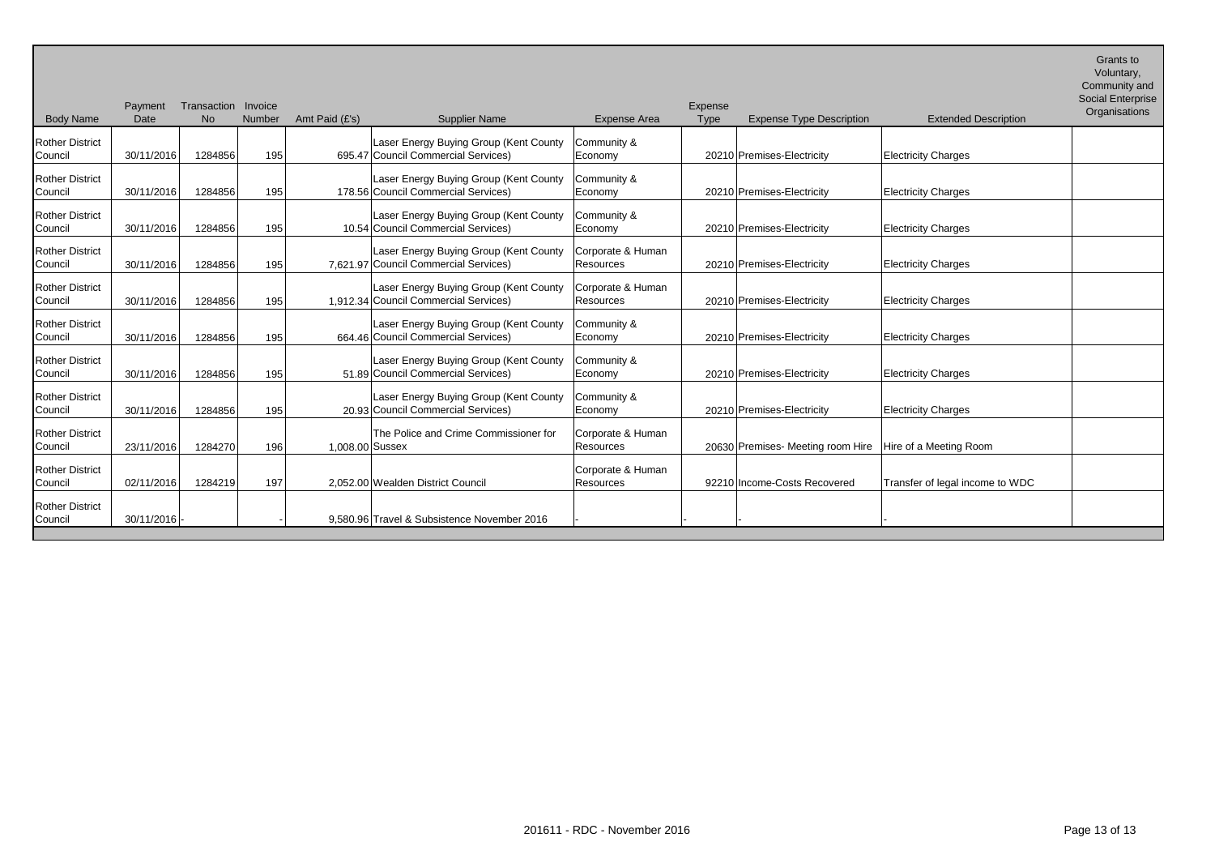| Body Name | Payment Date | Transaction No | Invoice Number | Amt Paid (£'s) | Supplier Name | Expense Area | Expense Type | Expense Type Description | Extended Description | Grants to Voluntary, Community and Social Enterprise Organisations |
|---|---|---|---|---|---|---|---|---|---|---|
| Rother District Council | 30/11/2016 | 1284856 | 195 | 695.47 | Laser Energy Buying Group (Kent County Council Commercial Services) | Community & Economy | 20210 | Premises-Electricity | Electricity Charges | |
| Rother District Council | 30/11/2016 | 1284856 | 195 | 178.56 | Laser Energy Buying Group (Kent County Council Commercial Services) | Community & Economy | 20210 | Premises-Electricity | Electricity Charges | |
| Rother District Council | 30/11/2016 | 1284856 | 195 | 10.54 | Laser Energy Buying Group (Kent County Council Commercial Services) | Community & Economy | 20210 | Premises-Electricity | Electricity Charges | |
| Rother District Council | 30/11/2016 | 1284856 | 195 | 7,621.97 | Laser Energy Buying Group (Kent County Council Commercial Services) | Corporate & Human Resources | 20210 | Premises-Electricity | Electricity Charges | |
| Rother District Council | 30/11/2016 | 1284856 | 195 | 1,912.34 | Laser Energy Buying Group (Kent County Council Commercial Services) | Corporate & Human Resources | 20210 | Premises-Electricity | Electricity Charges | |
| Rother District Council | 30/11/2016 | 1284856 | 195 | 664.46 | Laser Energy Buying Group (Kent County Council Commercial Services) | Community & Economy | 20210 | Premises-Electricity | Electricity Charges | |
| Rother District Council | 30/11/2016 | 1284856 | 195 | 51.89 | Laser Energy Buying Group (Kent County Council Commercial Services) | Community & Economy | 20210 | Premises-Electricity | Electricity Charges | |
| Rother District Council | 30/11/2016 | 1284856 | 195 | 20.93 | Laser Energy Buying Group (Kent County Council Commercial Services) | Community & Economy | 20210 | Premises-Electricity | Electricity Charges | |
| Rother District Council | 23/11/2016 | 1284270 | 196 | 1,008.00 | The Police and Crime Commissioner for Sussex | Corporate & Human Resources | 20630 | Premises- Meeting room Hire | Hire of a Meeting Room | |
| Rother District Council | 02/11/2016 | 1284219 | 197 | 2,052.00 | Wealden District Council | Corporate & Human Resources | 92210 | Income-Costs Recovered | Transfer of legal income to WDC | |
| Rother District Council | 30/11/2016 | - | - | 9,580.96 | Travel & Subsistence November 2016 | - | - | - | - | |

201611 - RDC - November 2016